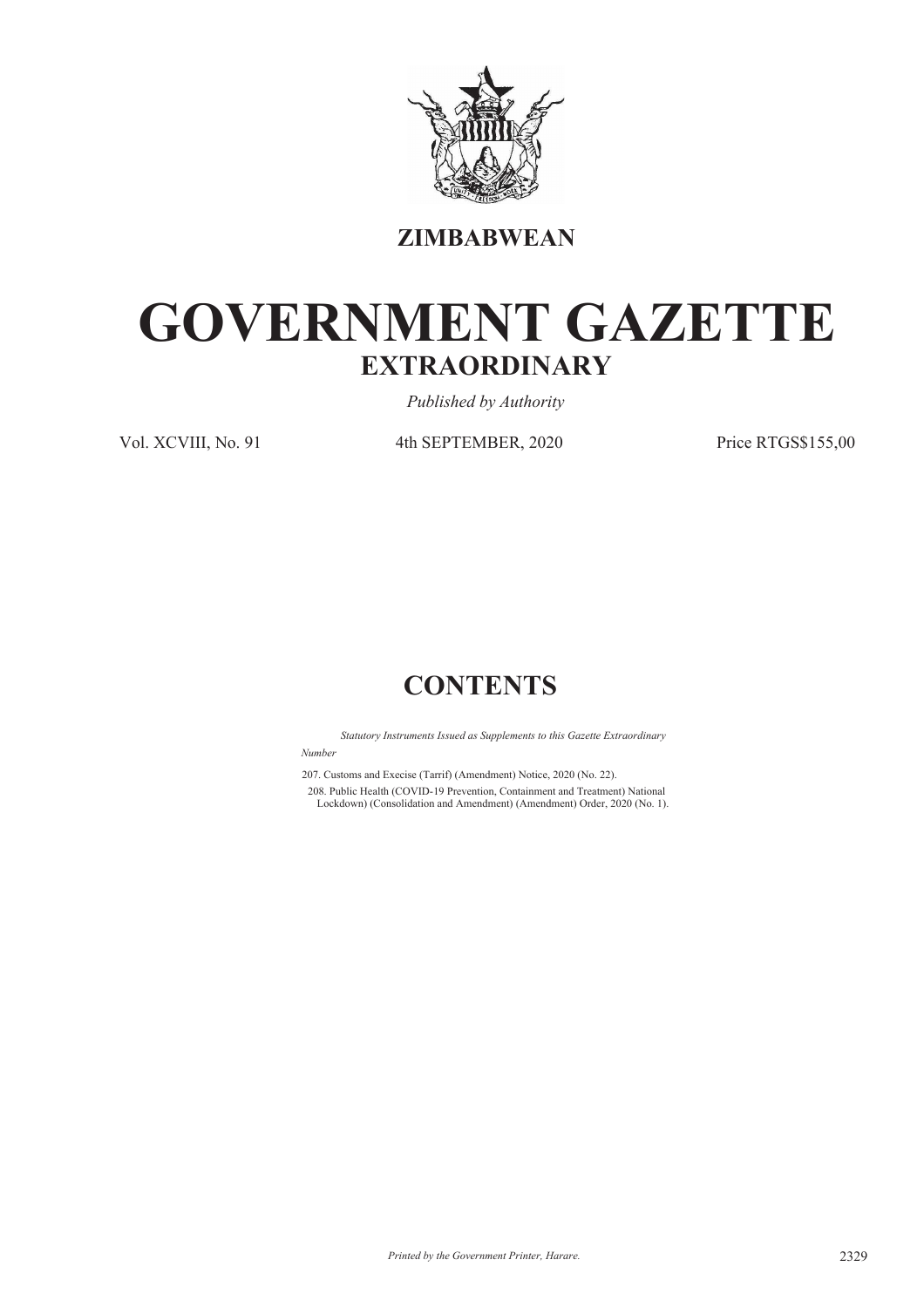**ZIMBABWEAN**

# GOVERNMENT GAZETTE

## EXTRAORDINARY

*Published by Authority*

Vol. XCVIII, No. 91 4th SEPTEMBER, 2020 Price RTGS$155,00

## CONTENTS

*Statutory Instruments Issued as Supplements to this Gazette Extraordinary*

*Number*

207. Customs and Execise (Tarrif) (Amendment) Notice, 2020 (No. 22).

208. Public Health (COVID-19 Prevention, Containment and Treatment) National Lockdown) (Consolidation and Amendment) (Amendment) Order, 2020 (No. 1).

*Printed by the Government Printer, Harare.*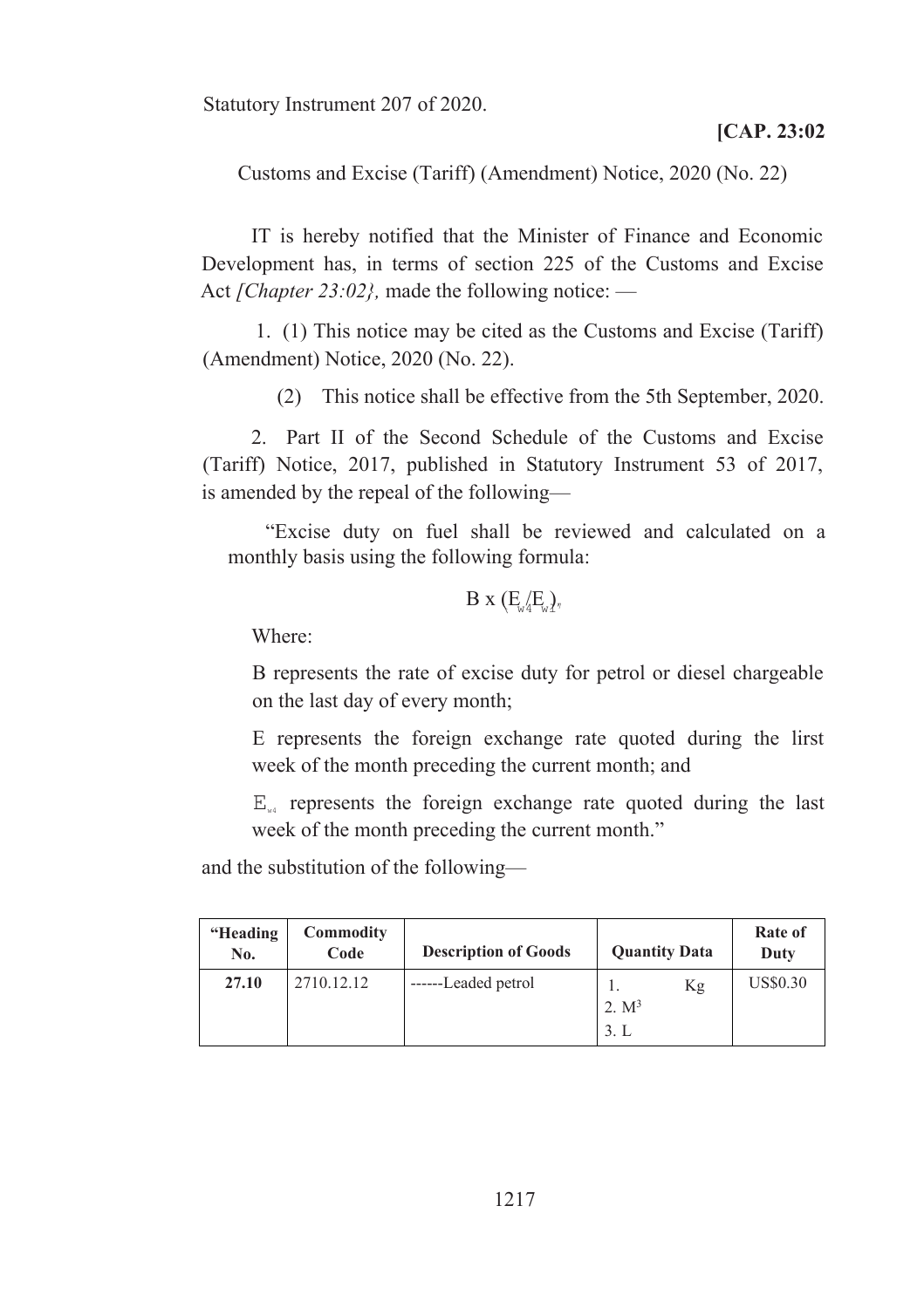Statutory Instrument 207 of 2020.

**[CAP. 23:02**

Customs and Excise (Tariff) (Amendment) Notice, 2020 (No. 22)

IT is hereby notified that the Minister of Finance and Economic Development has, in terms of section 225 of the Customs and Excise Act *[Chapter 23:02},* made the following notice: —

1. (1) This notice may be cited as the Customs and Excise (Tariff) (Amendment) Notice, 2020 (No. 22).

(2) This notice shall be effective from the 5th September, 2020.

2. Part II of the Second Schedule of the Customs and Excise (Tariff) Notice, 2017, published in Statutory Instrument 53 of 2017, is amended by the repeal of the following—

"Excise duty on fuel shall be reviewed and calculated on a monthly basis using the following formula:

$$B \times (E_{w4}/E_{w1})$$

Where:

B represents the rate of excise duty for petrol or diesel chargeable on the last day of every month;

E represents the foreign exchange rate quoted during the lirst week of the month preceding the current month; and

$E_{w4}$ represents the foreign exchange rate quoted during the last week of the month preceding the current month."

and the substitution of the following—

| "Heading No. | Commodity Code | Description of Goods | Quantity Data | Rate of Duty |
|---|---|---|---|---|
| 27.10 | 2710.12.12 | ------Leaded petrol | 1. Kg<br>2. $M^3$<br>3. L | US$0.30 |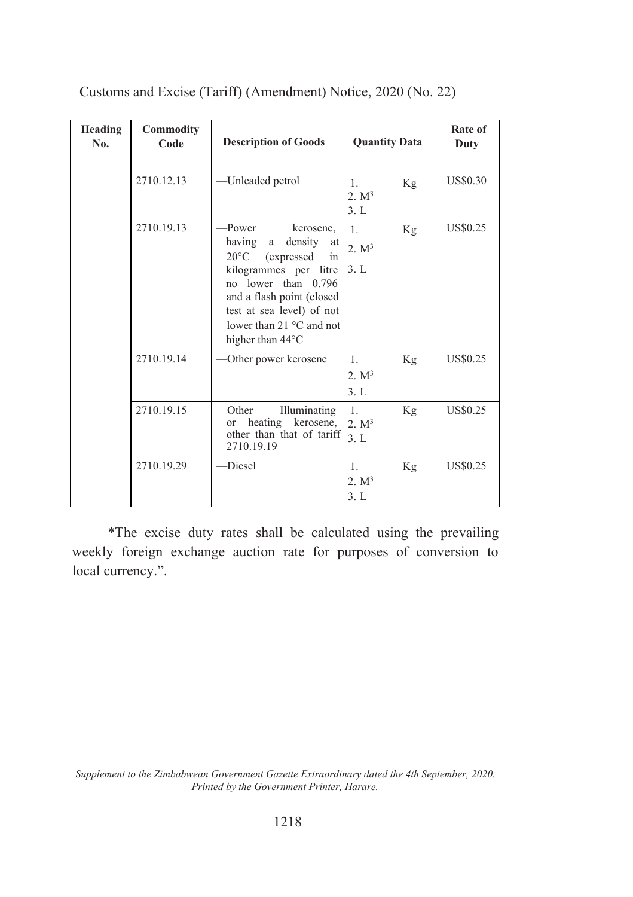Customs and Excise (Tariff) (Amendment) Notice, 2020 (No. 22)

| Heading No. | Commodity Code | Description of Goods | Quantity Data | Rate of Duty |
|---|---|---|---|---|
| | 2710.12.13 | —Unleaded petrol | 1. Kg<br>2. $M^3$<br>3. L | US$0.30 |
| | 2710.19.13 | —Power kerosene, having a density at 20°C (expressed in kilogrammes per litre no lower than 0.796 and a flash point (closed test at sea level) of not lower than 21 °C and not higher than 44°C | 1. Kg<br>2. $M^3$<br>3. L | US$0.25 |
| | 2710.19.14 | —Other power kerosene | 1. Kg<br>2. $M^3$<br>3. L | US$0.25 |
| | 2710.19.15 | —Other Illuminating or heating kerosene, other than that of tariff 2710.19.19 | 1. Kg<br>2. $M^3$<br>3. L | US$0.25 |
| | 2710.19.29 | —Diesel | 1. Kg<br>2. $M^3$<br>3. L | US$0.25 |

*The excise duty rates shall be calculated using the prevailing weekly foreign exchange auction rate for purposes of conversion to local currency.".

*Supplement to the Zimbabwean Government Gazette Extraordinary dated the 4th September, 2020.*
*Printed by the Government Printer, Harare.*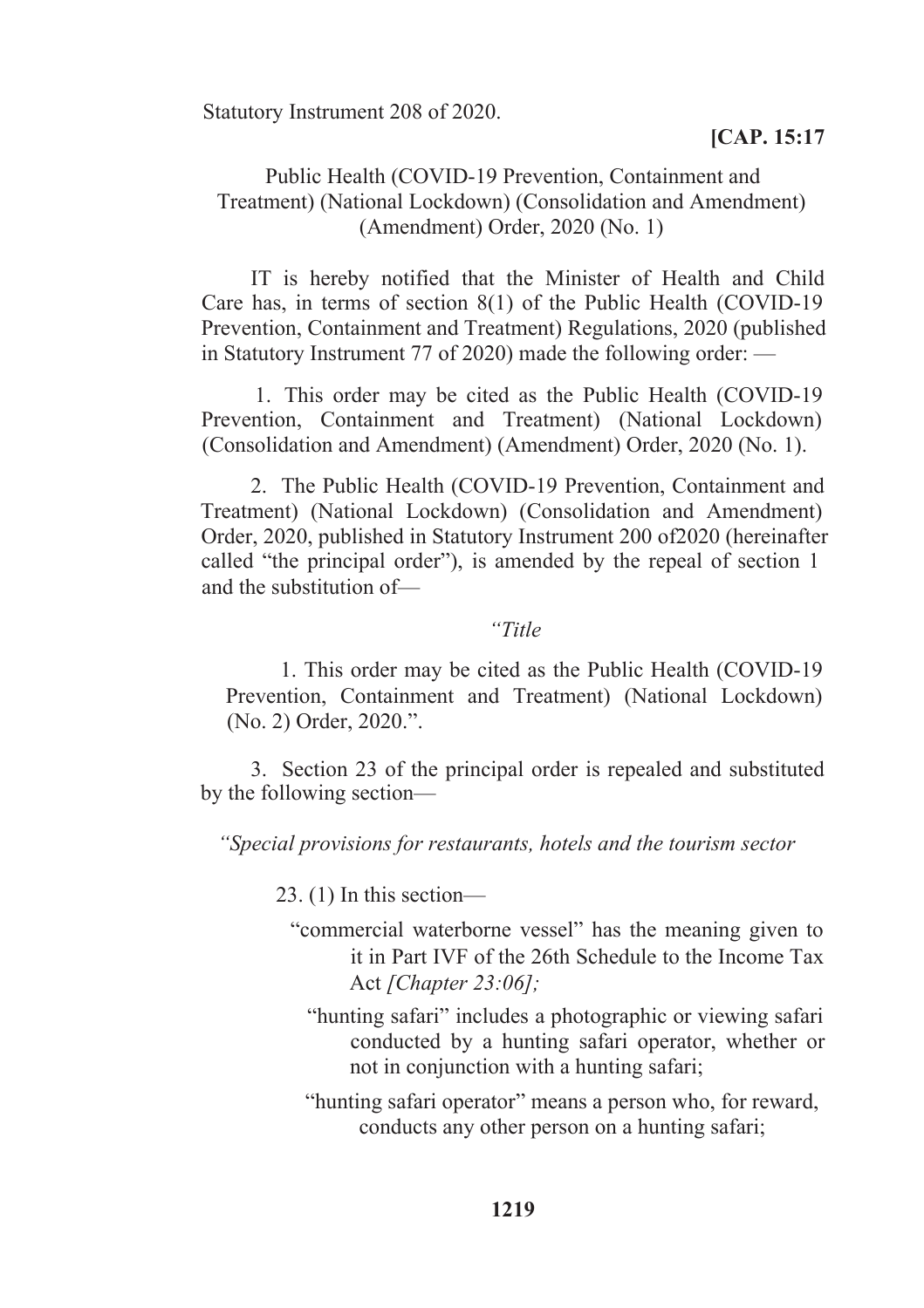Statutory Instrument 208 of 2020.

**[CAP. 15:17**

Public Health (COVID-19 Prevention, Containment and Treatment) (National Lockdown) (Consolidation and Amendment) (Amendment) Order, 2020 (No. 1)

IT is hereby notified that the Minister of Health and Child Care has, in terms of section 8(1) of the Public Health (COVID-19 Prevention, Containment and Treatment) Regulations, 2020 (published in Statutory Instrument 77 of 2020) made the following order: —

1. This order may be cited as the Public Health (COVID-19 Prevention, Containment and Treatment) (National Lockdown) (Consolidation and Amendment) (Amendment) Order, 2020 (No. 1).

2. The Public Health (COVID-19 Prevention, Containment and Treatment) (National Lockdown) (Consolidation and Amendment) Order, 2020, published in Statutory Instrument 200 of2020 (hereinafter called "the principal order"), is amended by the repeal of section 1 and the substitution of—

*"Title*

1. This order may be cited as the Public Health (COVID-19 Prevention, Containment and Treatment) (National Lockdown) (No. 2) Order, 2020.".

3. Section 23 of the principal order is repealed and substituted by the following section—

*"Special provisions for restaurants, hotels and the tourism sector*

23. (1) In this section—

"commercial waterborne vessel" has the meaning given to it in Part IVF of the 26th Schedule to the Income Tax Act *[Chapter 23:06];*

"hunting safari" includes a photographic or viewing safari conducted by a hunting safari operator, whether or not in conjunction with a hunting safari;

"hunting safari operator" means a person who, for reward, conducts any other person on a hunting safari;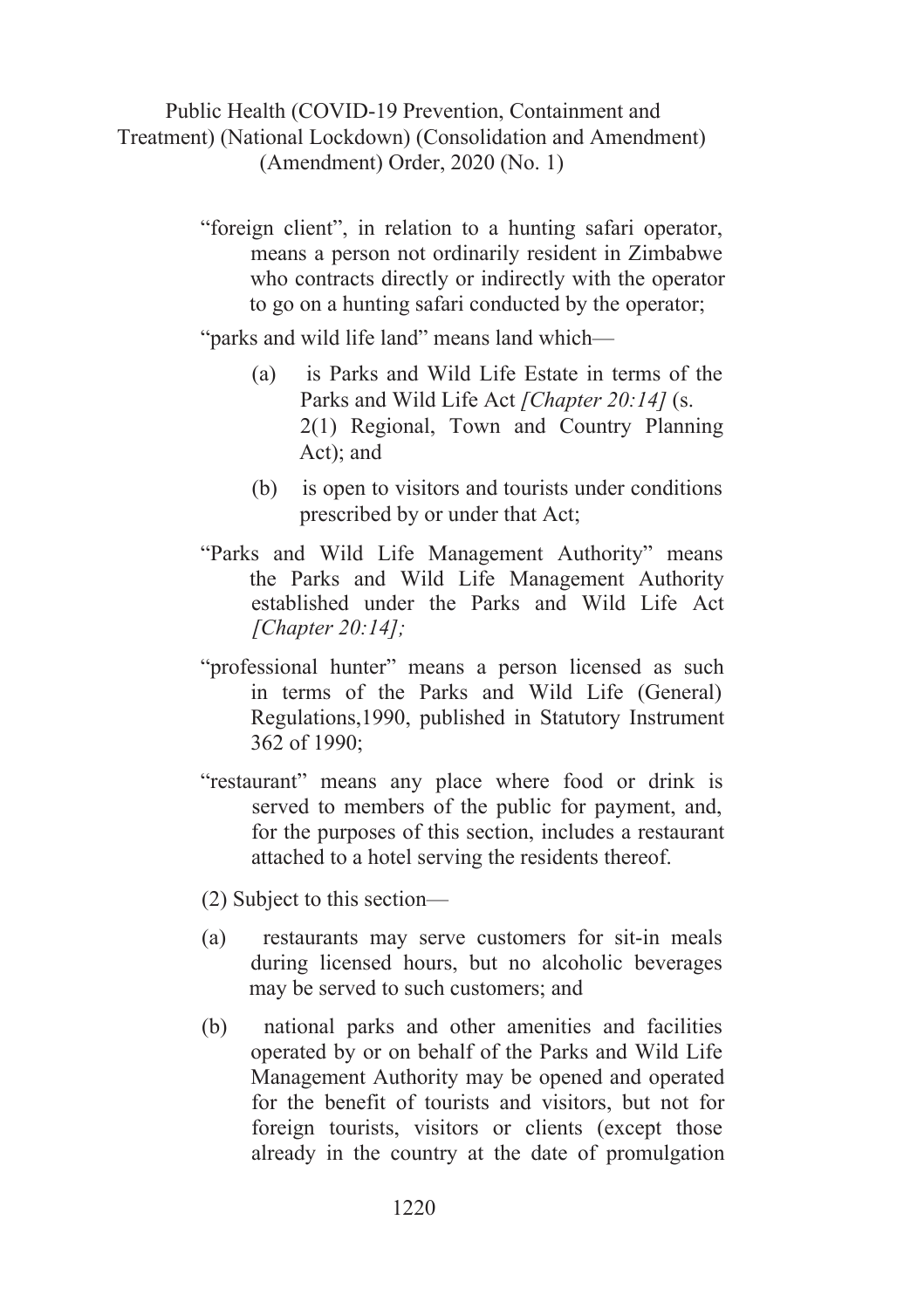"foreign client", in relation to a hunting safari operator, means a person not ordinarily resident in Zimbabwe who contracts directly or indirectly with the operator to go on a hunting safari conducted by the operator;

"parks and wild life land" means land which—

(a) is Parks and Wild Life Estate in terms of the Parks and Wild Life Act *[Chapter 20:14]* (s. 2(1) Regional, Town and Country Planning Act); and

(b) is open to visitors and tourists under conditions prescribed by or under that Act;

"Parks and Wild Life Management Authority" means the Parks and Wild Life Management Authority established under the Parks and Wild Life Act *[Chapter 20:14];*

"professional hunter" means a person licensed as such in terms of the Parks and Wild Life (General) Regulations,1990, published in Statutory Instrument 362 of 1990;

"restaurant" means any place where food or drink is served to members of the public for payment, and, for the purposes of this section, includes a restaurant attached to a hotel serving the residents thereof.

(2) Subject to this section—

(a) restaurants may serve customers for sit-in meals during licensed hours, but no alcoholic beverages may be served to such customers; and

(b) national parks and other amenities and facilities operated by or on behalf of the Parks and Wild Life Management Authority may be opened and operated for the benefit of tourists and visitors, but not for foreign tourists, visitors or clients (except those already in the country at the date of promulgation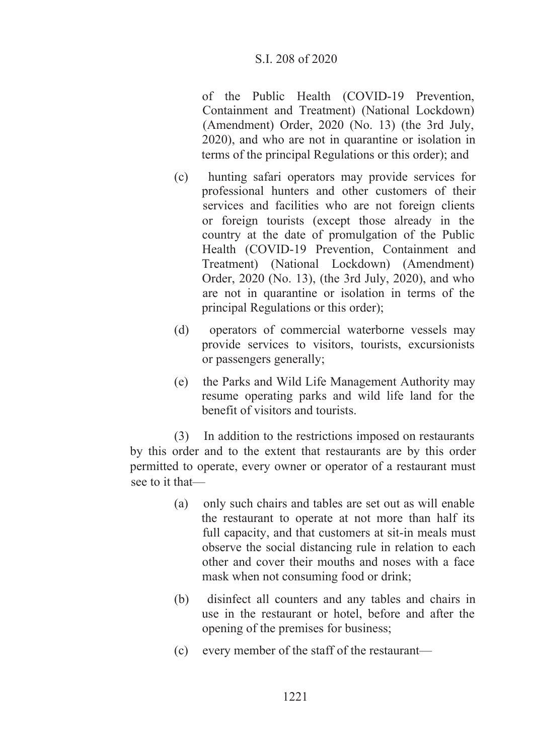of the Public Health (COVID-19 Prevention, Containment and Treatment) (National Lockdown) (Amendment) Order, 2020 (No. 13) (the 3rd July, 2020), and who are not in quarantine or isolation in terms of the principal Regulations or this order); and

(c) hunting safari operators may provide services for professional hunters and other customers of their services and facilities who are not foreign clients or foreign tourists (except those already in the country at the date of promulgation of the Public Health (COVID-19 Prevention, Containment and Treatment) (National Lockdown) (Amendment) Order, 2020 (No. 13), (the 3rd July, 2020), and who are not in quarantine or isolation in terms of the principal Regulations or this order);

(d) operators of commercial waterborne vessels may provide services to visitors, tourists, excursionists or passengers generally;

(e) the Parks and Wild Life Management Authority may resume operating parks and wild life land for the benefit of visitors and tourists.

(3) In addition to the restrictions imposed on restaurants by this order and to the extent that restaurants are by this order permitted to operate, every owner or operator of a restaurant must see to it that—

(a) only such chairs and tables are set out as will enable the restaurant to operate at not more than half its full capacity, and that customers at sit-in meals must observe the social distancing rule in relation to each other and cover their mouths and noses with a face mask when not consuming food or drink;

(b) disinfect all counters and any tables and chairs in use in the restaurant or hotel, before and after the opening of the premises for business;

(c) every member of the staff of the restaurant—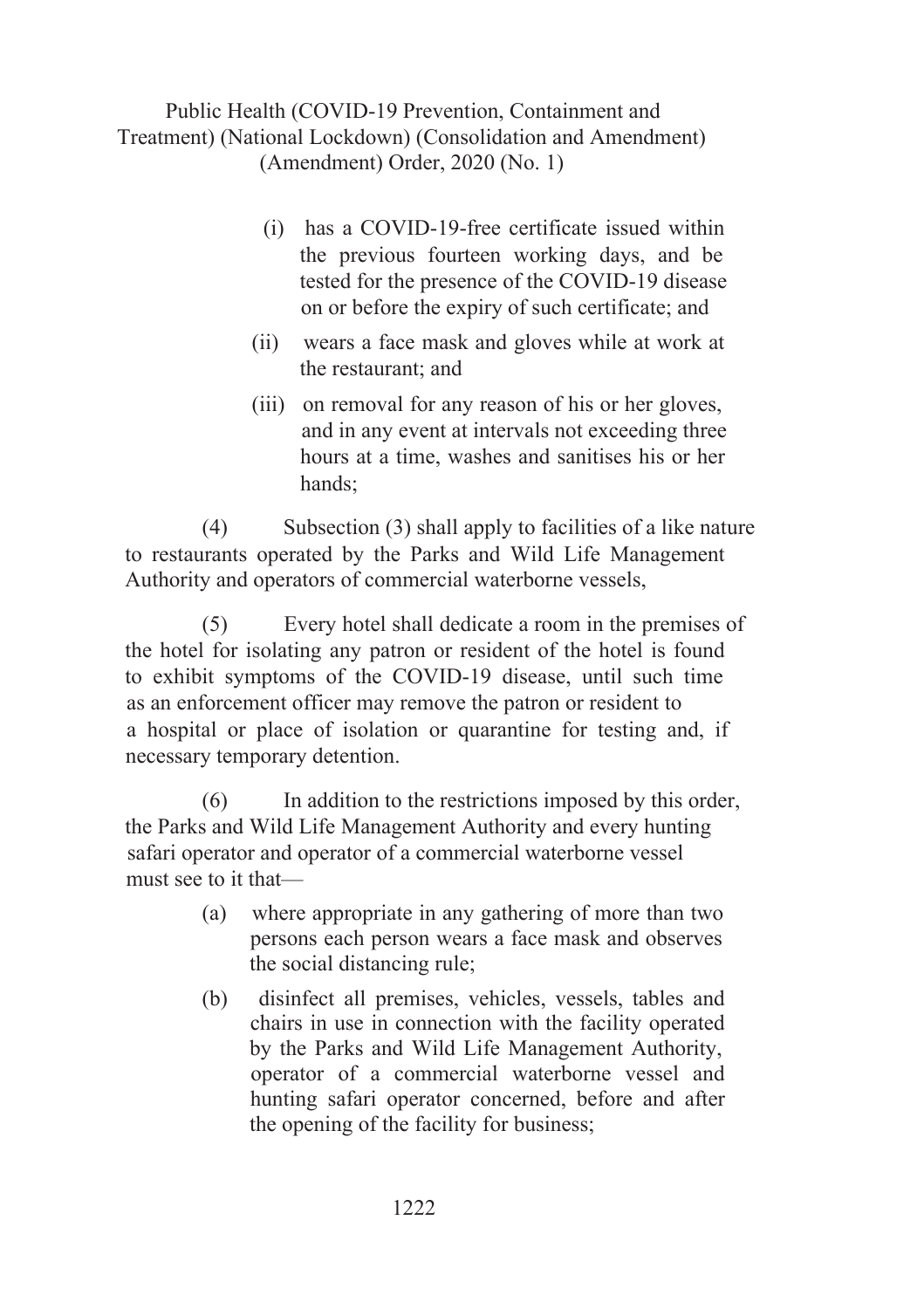(i) has a COVID-19-free certificate issued within the previous fourteen working days, and be tested for the presence of the COVID-19 disease on or before the expiry of such certificate; and

(ii) wears a face mask and gloves while at work at the restaurant; and

(iii) on removal for any reason of his or her gloves, and in any event at intervals not exceeding three hours at a time, washes and sanitises his or her hands;

(4) Subsection (3) shall apply to facilities of a like nature to restaurants operated by the Parks and Wild Life Management Authority and operators of commercial waterborne vessels,

(5) Every hotel shall dedicate a room in the premises of the hotel for isolating any patron or resident of the hotel is found to exhibit symptoms of the COVID-19 disease, until such time as an enforcement officer may remove the patron or resident to a hospital or place of isolation or quarantine for testing and, if necessary temporary detention.

(6) In addition to the restrictions imposed by this order, the Parks and Wild Life Management Authority and every hunting safari operator and operator of a commercial waterborne vessel must see to it that—

(a) where appropriate in any gathering of more than two persons each person wears a face mask and observes the social distancing rule;

(b) disinfect all premises, vehicles, vessels, tables and chairs in use in connection with the facility operated by the Parks and Wild Life Management Authority, operator of a commercial waterborne vessel and hunting safari operator concerned, before and after the opening of the facility for business;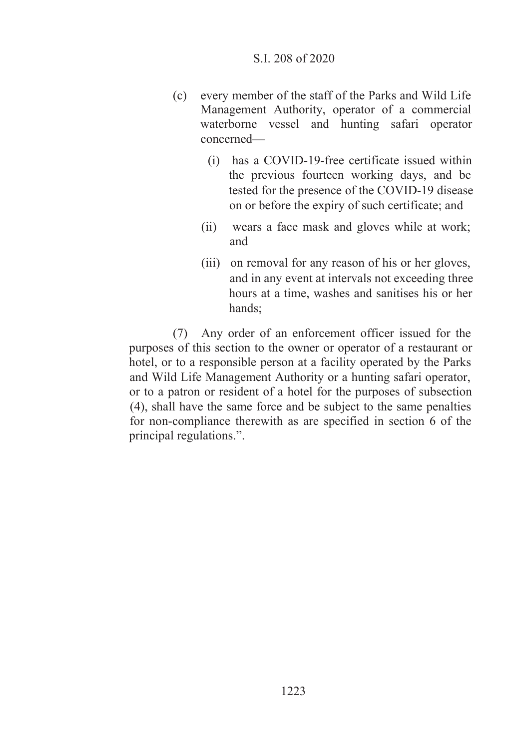(c) every member of the staff of the Parks and Wild Life Management Authority, operator of a commercial waterborne vessel and hunting safari operator concerned—

  (i) has a COVID-19-free certificate issued within the previous fourteen working days, and be tested for the presence of the COVID-19 disease on or before the expiry of such certificate; and

  (ii) wears a face mask and gloves while at work; and

  (iii) on removal for any reason of his or her gloves, and in any event at intervals not exceeding three hours at a time, washes and sanitises his or her hands;

(7) Any order of an enforcement officer issued for the purposes of this section to the owner or operator of a restaurant or hotel, or to a responsible person at a facility operated by the Parks and Wild Life Management Authority or a hunting safari operator, or to a patron or resident of a hotel for the purposes of subsection (4), shall have the same force and be subject to the same penalties for non-compliance therewith as are specified in section 6 of the principal regulations.".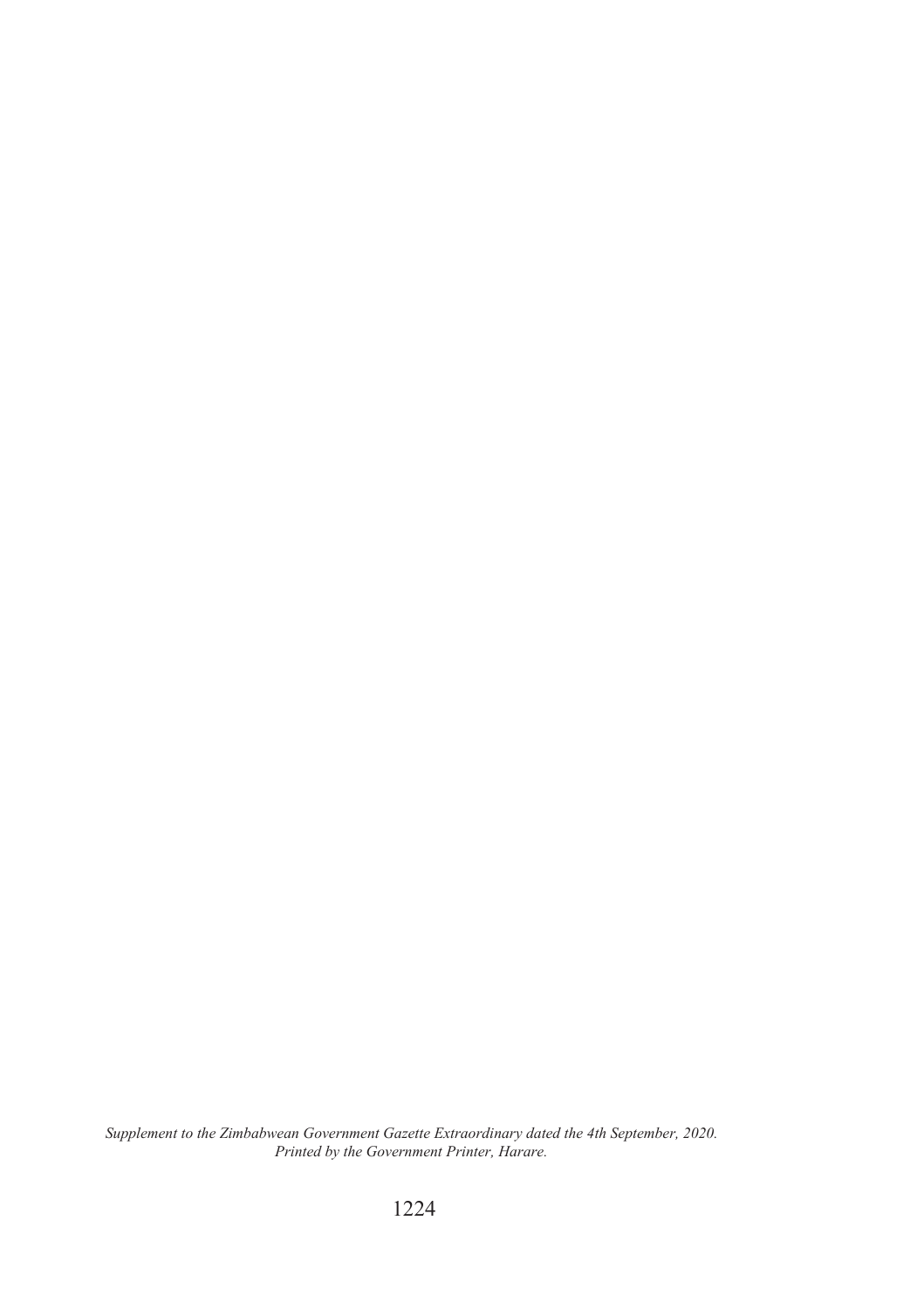*Supplement to the Zimbabwean Government Gazette Extraordinary dated the 4th September, 2020.*
*Printed by the Government Printer, Harare.*